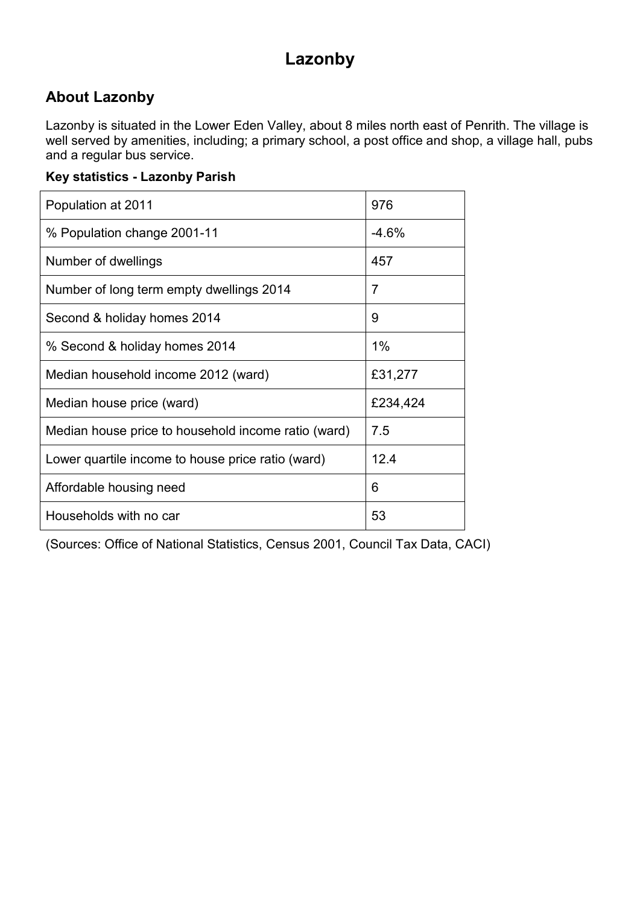# Lazonby

## About Lazonby

Lazonby is situated in the Lower Eden Valley, about 8 miles north east of Penrith. The village is well served by amenities, including; a primary school, a post office and shop, a village hall, pubs and a regular bus service.

**Key statistics - Lazonby Parish**

| | |
|---|---|
| Population at 2011 | 976 |
| % Population change 2001-11 | -4.6% |
| Number of dwellings | 457 |
| Number of long term empty dwellings 2014 | 7 |
| Second & holiday homes 2014 | 9 |
| % Second & holiday homes 2014 | 1% |
| Median household income 2012 (ward) | £31,277 |
| Median house price (ward) | £234,424 |
| Median house price to household income ratio (ward) | 7.5 |
| Lower quartile income to house price ratio (ward) | 12.4 |
| Affordable housing need | 6 |
| Households with no car | 53 |

(Sources: Office of National Statistics, Census 2001, Council Tax Data, CACI)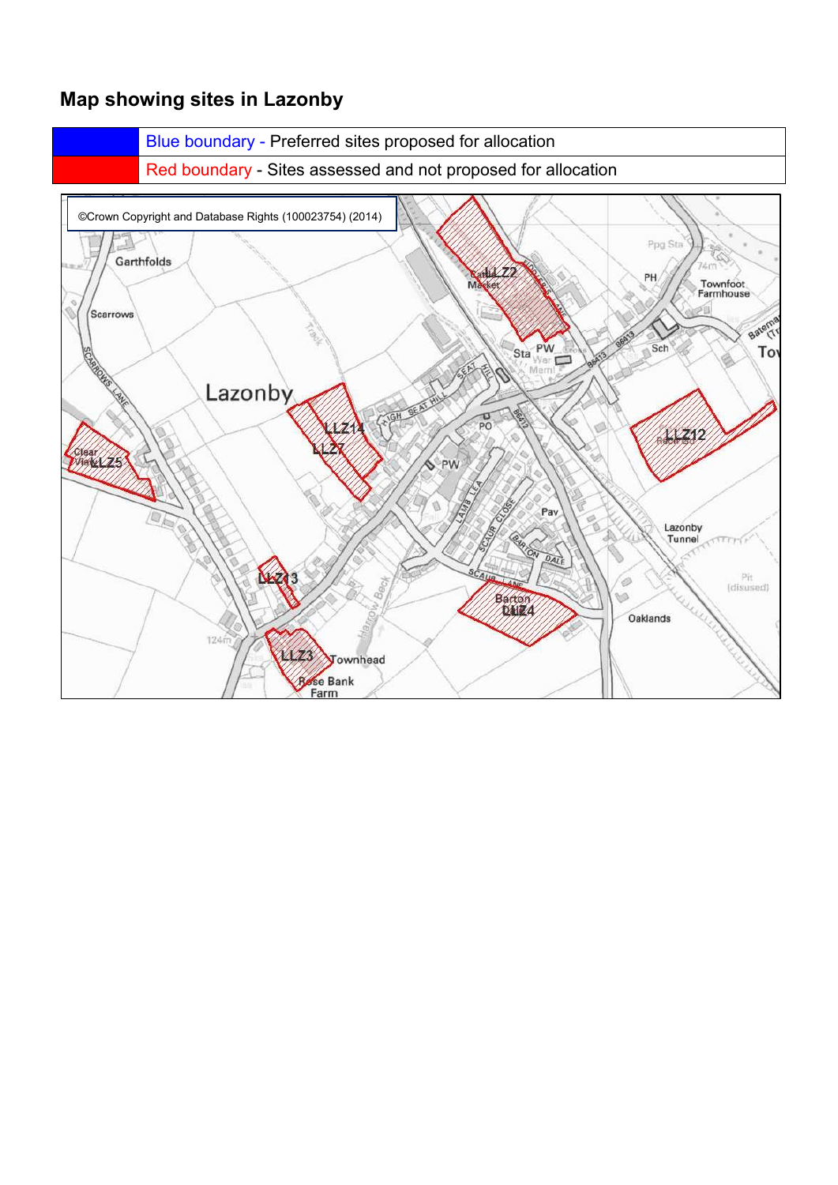# Map showing sites in Lazonby

| | |
|---|---|
| | Blue boundary - Preferred sites proposed for allocation |
| | Red boundary - Sites assessed and not proposed for allocation |

©Crown Copyright and Database Rights (100023754) (2014)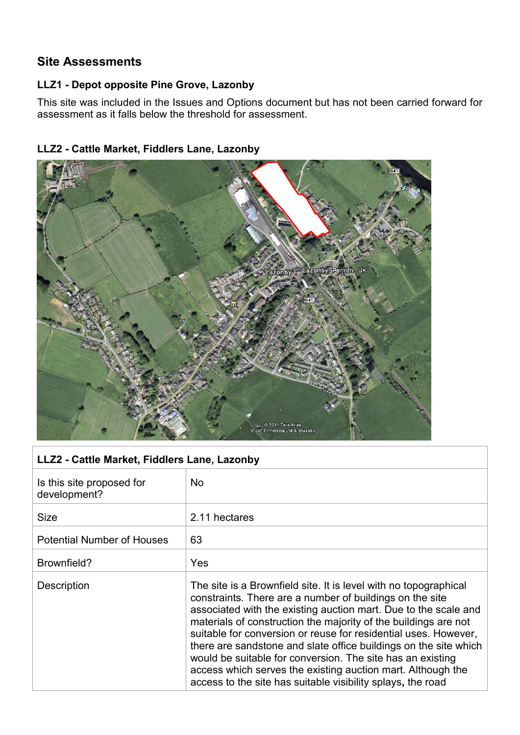## Site Assessments

### LLZ1 - Depot opposite Pine Grove, Lazonby

This site was included in the Issues and Options document but has not been carried forward for assessment as it falls below the threshold for assessment.

### LLZ2 - Cattle Market, Fiddlers Lane, Lazonby

| LLZ2 - Cattle Market, Fiddlers Lane, Lazonby | |
|---|---|
| Is this site proposed for development? | No |
| Size | 2.11 hectares |
| Potential Number of Houses | 63 |
| Brownfield? | Yes |
| Description | The site is a Brownfield site. It is level with no topographical constraints. There are a number of buildings on the site associated with the existing auction mart. Due to the scale and materials of construction the majority of the buildings are not suitable for conversion or reuse for residential uses. However, there are sandstone and slate office buildings on the site which would be suitable for conversion. The site has an existing access which serves the existing auction mart. Although the access to the site has suitable visibility splays**,** the road |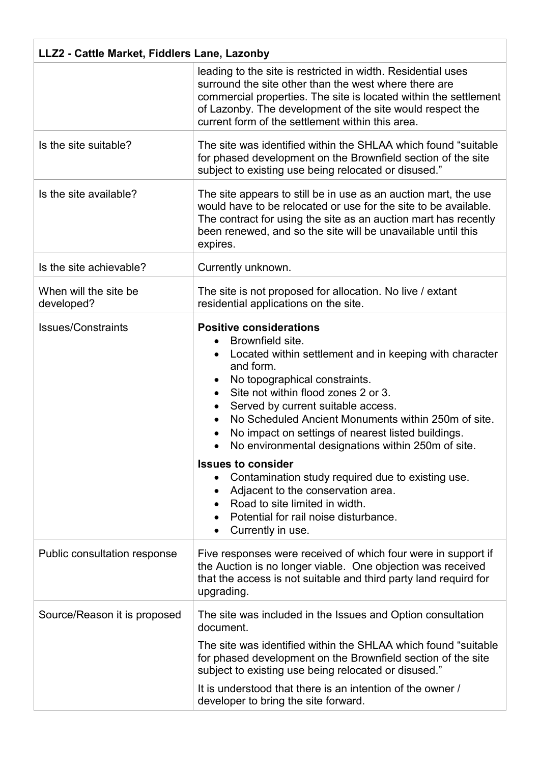| LLZ2 - Cattle Market, Fiddlers Lane, Lazonby | |
|---|---|
| | leading to the site is restricted in width. Residential uses surround the site other than the west where there are commercial properties. The site is located within the settlement of Lazonby. The development of the site would respect the current form of the settlement within this area. |
| Is the site suitable? | The site was identified within the SHLAA which found "suitable for phased development on the Brownfield section of the site subject to existing use being relocated or disused." |
| Is the site available? | The site appears to still be in use as an auction mart, the use would have to be relocated or use for the site to be available. The contract for using the site as an auction mart has recently been renewed, and so the site will be unavailable until this expires. |
| Is the site achievable? | Currently unknown. |
| When will the site be developed? | The site is not proposed for allocation. No live / extant residential applications on the site. |
| Issues/Constraints | **Positive considerations**<br>• Brownfield site.<br>• Located within settlement and in keeping with character and form.<br>• No topographical constraints.<br>• Site not within flood zones 2 or 3.<br>• Served by current suitable access.<br>• No Scheduled Ancient Monuments within 250m of site.<br>• No impact on settings of nearest listed buildings.<br>• No environmental designations within 250m of site.<br>**Issues to consider**<br>• Contamination study required due to existing use.<br>• Adjacent to the conservation area.<br>• Road to site limited in width.<br>• Potential for rail noise disturbance.<br>• Currently in use. |
| Public consultation response | Five responses were received of which four were in support if the Auction is no longer viable. One objection was received that the access is not suitable and third party land requird for upgrading. |
| Source/Reason it is proposed | The site was included in the Issues and Option consultation document.<br>The site was identified within the SHLAA which found "suitable for phased development on the Brownfield section of the site subject to existing use being relocated or disused."<br>It is understood that there is an intention of the owner / developer to bring the site forward. |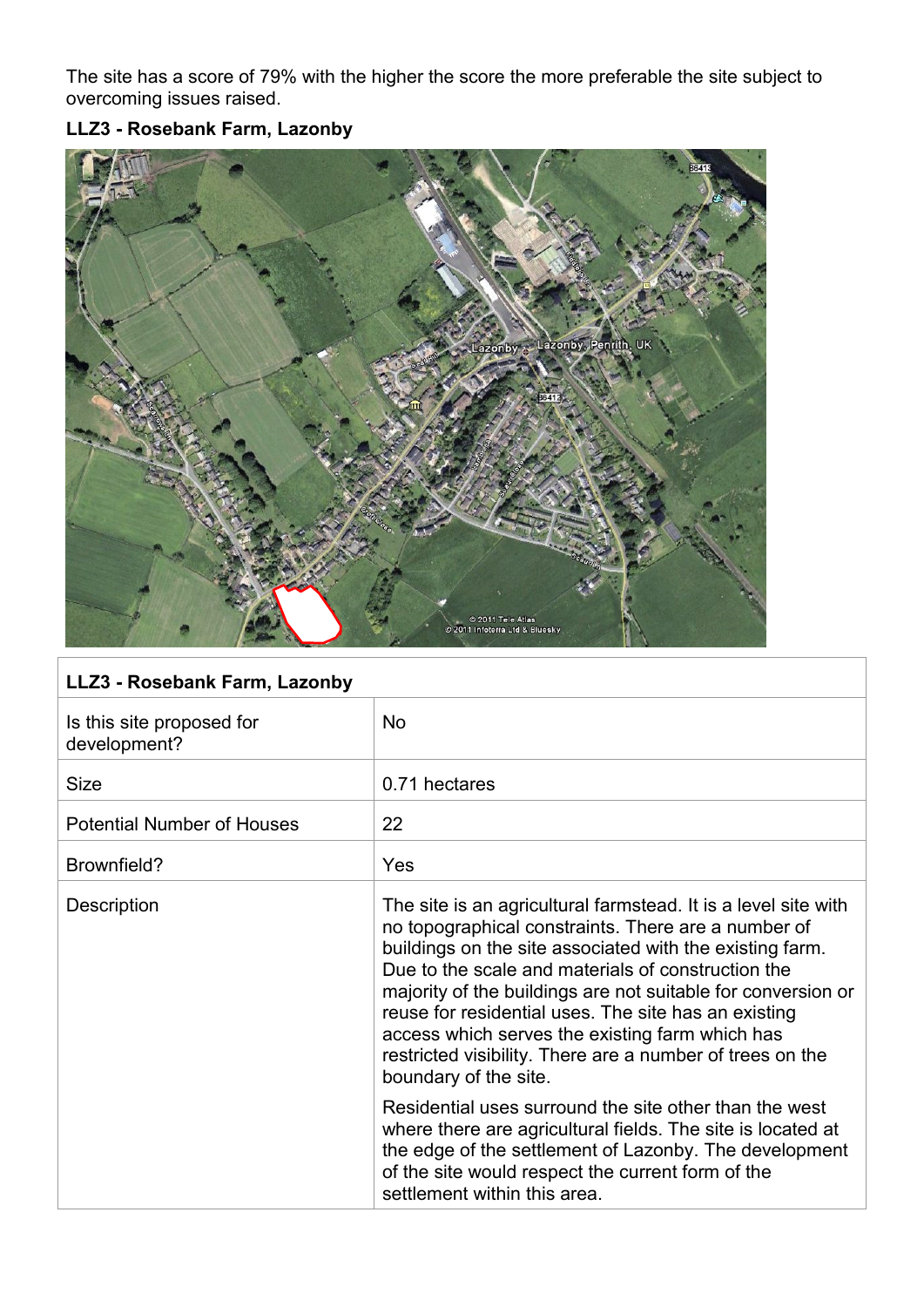The site has a score of 79% with the higher the score the more preferable the site subject to overcoming issues raised.

**LLZ3 - Rosebank Farm, Lazonby**

| **LLZ3 - Rosebank Farm, Lazonby** | |
|---|---|
| Is this site proposed for development? | No |
| Size | 0.71 hectares |
| Potential Number of Houses | 22 |
| Brownfield? | Yes |
| Description | The site is an agricultural farmstead. It is a level site with no topographical constraints. There are a number of buildings on the site associated with the existing farm. Due to the scale and materials of construction the majority of the buildings are not suitable for conversion or reuse for residential uses. The site has an existing access which serves the existing farm which has restricted visibility. There are a number of trees on the boundary of the site.<br><br>Residential uses surround the site other than the west where there are agricultural fields. The site is located at the edge of the settlement of Lazonby. The development of the site would respect the current form of the settlement within this area. |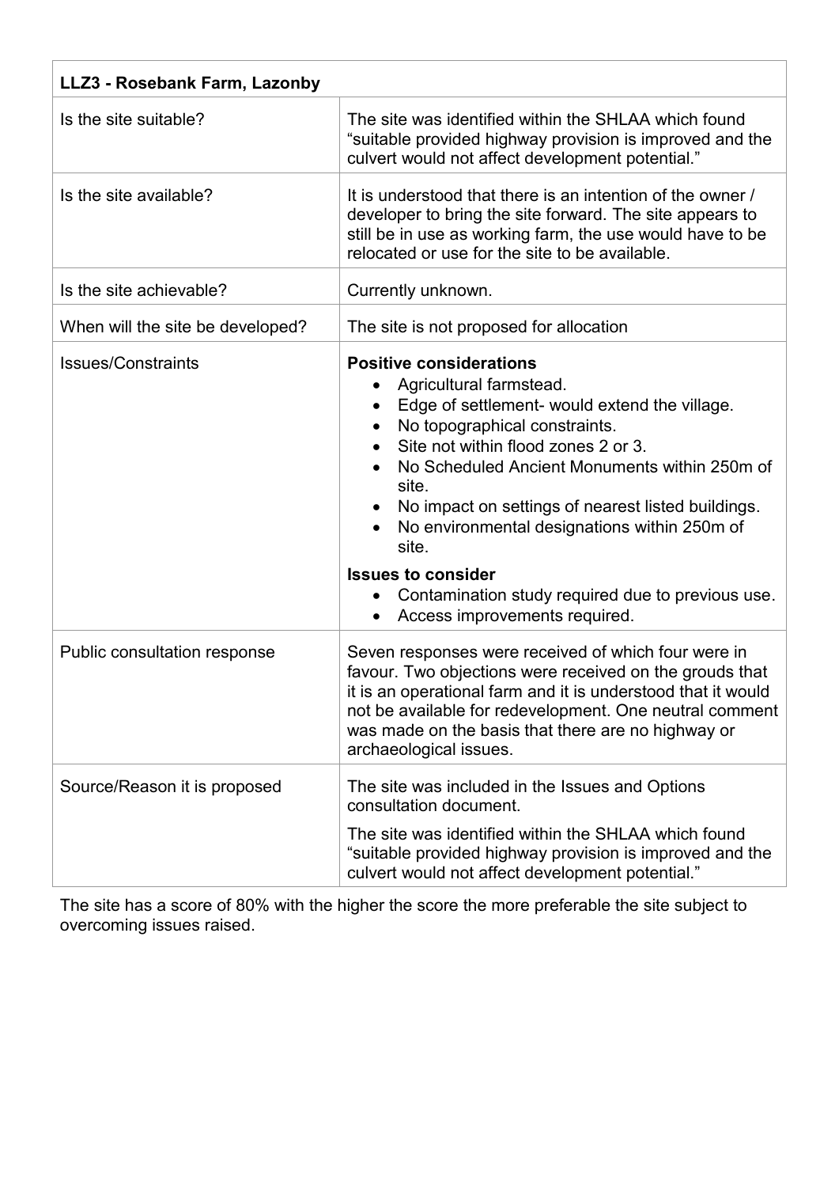| LLZ3 - Rosebank Farm, Lazonby | |
|---|---|
| Is the site suitable? | The site was identified within the SHLAA which found "suitable provided highway provision is improved and the culvert would not affect development potential." |
| Is the site available? | It is understood that there is an intention of the owner / developer to bring the site forward. The site appears to still be in use as working farm, the use would have to be relocated or use for the site to be available. |
| Is the site achievable? | Currently unknown. |
| When will the site be developed? | The site is not proposed for allocation |
| Issues/Constraints | **Positive considerations**<br>• Agricultural farmstead.<br>• Edge of settlement- would extend the village.<br>• No topographical constraints.<br>• Site not within flood zones 2 or 3.<br>• No Scheduled Ancient Monuments within 250m of site.<br>• No impact on settings of nearest listed buildings.<br>• No environmental designations within 250m of site.<br>**Issues to consider**<br>• Contamination study required due to previous use.<br>• Access improvements required. |
| Public consultation response | Seven responses were received of which four were in favour. Two objections were received on the grouds that it is an operational farm and it is understood that it would not be available for redevelopment. One neutral comment was made on the basis that there are no highway or archaeological issues. |
| Source/Reason it is proposed | The site was included in the Issues and Options consultation document.<br>The site was identified within the SHLAA which found "suitable provided highway provision is improved and the culvert would not affect development potential." |

The site has a score of 80% with the higher the score the more preferable the site subject to overcoming issues raised.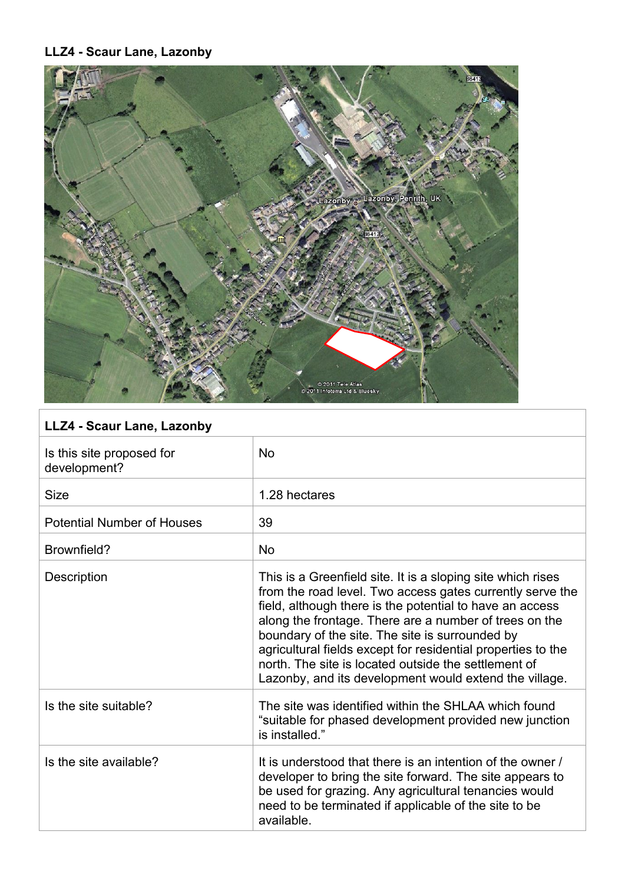**LLZ4 - Scaur Lane, Lazonby**

| LLZ4 - Scaur Lane, Lazonby | |
|---|---|
| Is this site proposed for development? | No |
| Size | 1.28 hectares |
| Potential Number of Houses | 39 |
| Brownfield? | No |
| Description | This is a Greenfield site. It is a sloping site which rises from the road level. Two access gates currently serve the field, although there is the potential to have an access along the frontage. There are a number of trees on the boundary of the site. The site is surrounded by agricultural fields except for residential properties to the north. The site is located outside the settlement of Lazonby, and its development would extend the village. |
| Is the site suitable? | The site was identified within the SHLAA which found "suitable for phased development provided new junction is installed." |
| Is the site available? | It is understood that there is an intention of the owner / developer to bring the site forward. The site appears to be used for grazing. Any agricultural tenancies would need to be terminated if applicable of the site to be available. |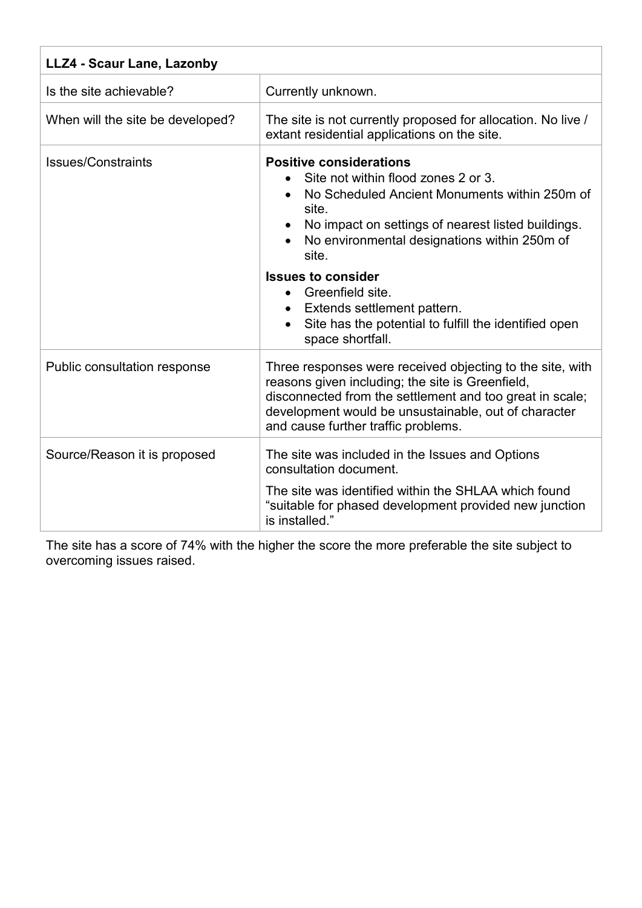| LLZ4 - Scaur Lane, Lazonby | |
|---|---|
| Is the site achievable? | Currently unknown. |
| When will the site be developed? | The site is not currently proposed for allocation. No live / extant residential applications on the site. |
| Issues/Constraints | **Positive considerations**<br>• Site not within flood zones 2 or 3.<br>• No Scheduled Ancient Monuments within 250m of site.<br>• No impact on settings of nearest listed buildings.<br>• No environmental designations within 250m of site.<br>**Issues to consider**<br>• Greenfield site.<br>• Extends settlement pattern.<br>• Site has the potential to fulfill the identified open space shortfall. |
| Public consultation response | Three responses were received objecting to the site, with reasons given including; the site is Greenfield, disconnected from the settlement and too great in scale; development would be unsustainable, out of character and cause further traffic problems. |
| Source/Reason it is proposed | The site was included in the Issues and Options consultation document.<br>The site was identified within the SHLAA which found "suitable for phased development provided new junction is installed." |

The site has a score of 74% with the higher the score the more preferable the site subject to overcoming issues raised.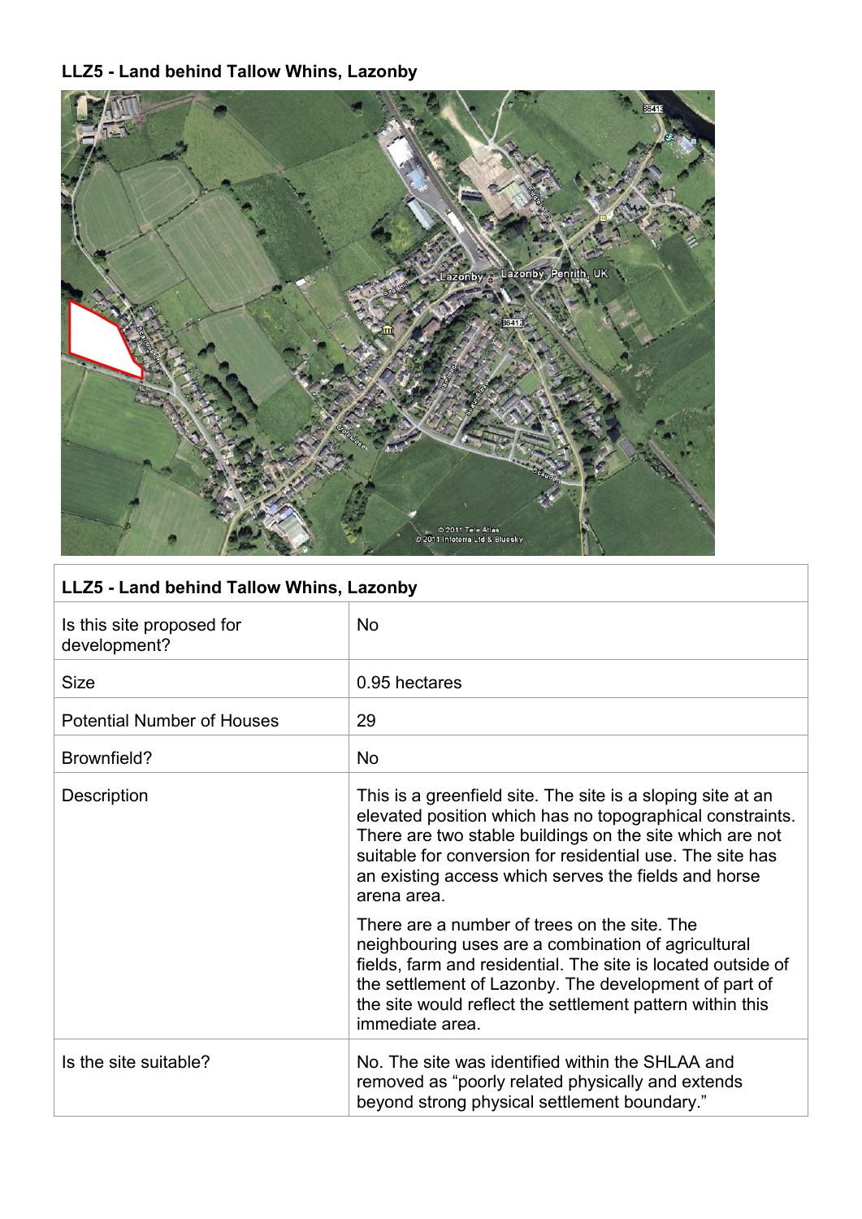**LLZ5 - Land behind Tallow Whins, Lazonby**

| LLZ5 - Land behind Tallow Whins, Lazonby | |
|---|---|
| Is this site proposed for development? | No |
| Size | 0.95 hectares |
| Potential Number of Houses | 29 |
| Brownfield? | No |
| Description | This is a greenfield site. The site is a sloping site at an elevated position which has no topographical constraints. There are two stable buildings on the site which are not suitable for conversion for residential use. The site has an existing access which serves the fields and horse arena area.<br><br>There are a number of trees on the site. The neighbouring uses are a combination of agricultural fields, farm and residential. The site is located outside of the settlement of Lazonby. The development of part of the site would reflect the settlement pattern within this immediate area. |
| Is the site suitable? | No. The site was identified within the SHLAA and removed as "poorly related physically and extends beyond strong physical settlement boundary." |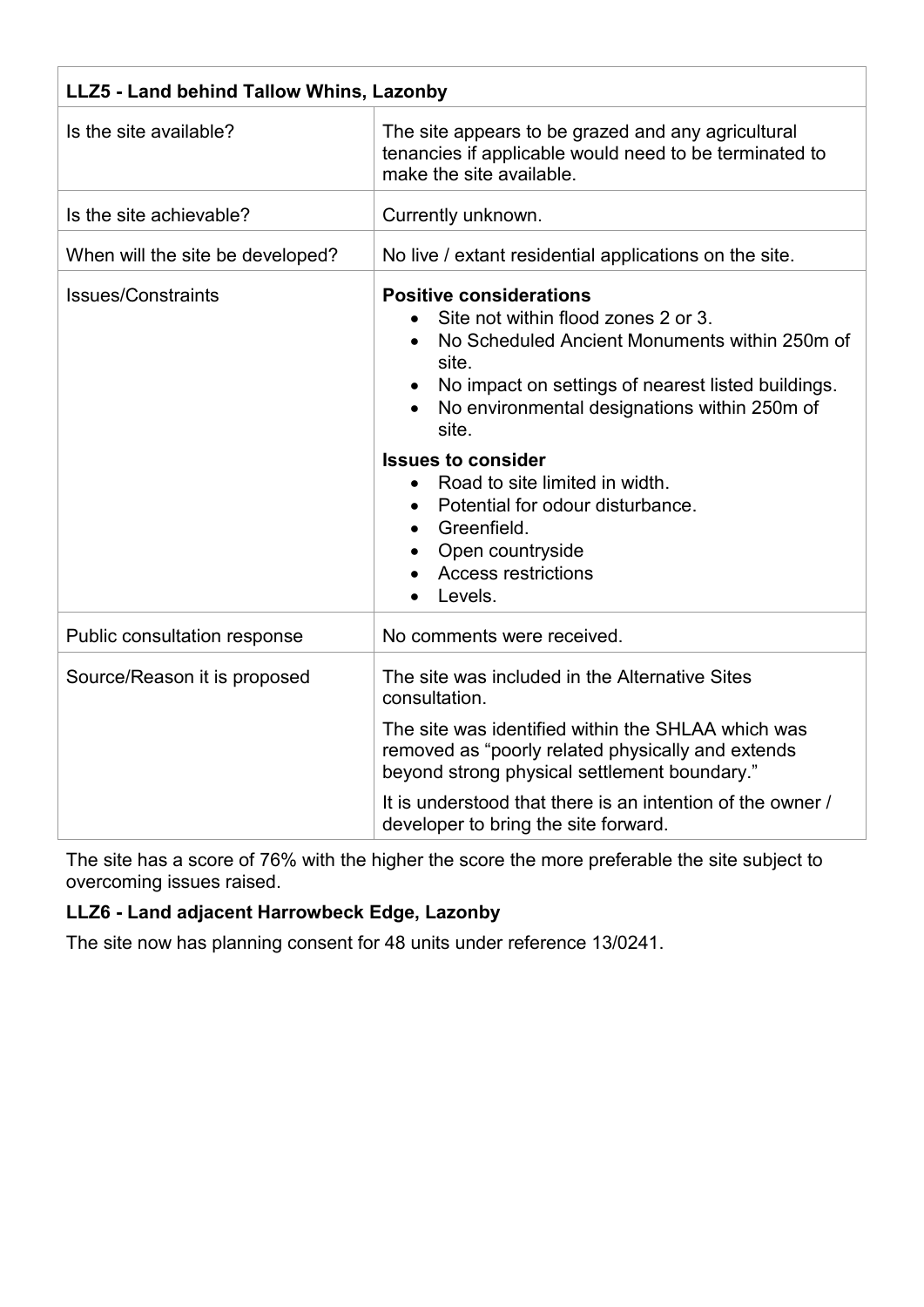| LLZ5 - Land behind Tallow Whins, Lazonby | |
|---|---|
| Is the site available? | The site appears to be grazed and any agricultural tenancies if applicable would need to be terminated to make the site available. |
| Is the site achievable? | Currently unknown. |
| When will the site be developed? | No live / extant residential applications on the site. |
| Issues/Constraints | **Positive considerations**<br>• Site not within flood zones 2 or 3.<br>• No Scheduled Ancient Monuments within 250m of site.<br>• No impact on settings of nearest listed buildings.<br>• No environmental designations within 250m of site.<br>**Issues to consider**<br>• Road to site limited in width.<br>• Potential for odour disturbance.<br>• Greenfield.<br>• Open countryside<br>• Access restrictions<br>• Levels. |
| Public consultation response | No comments were received. |
| Source/Reason it is proposed | The site was included in the Alternative Sites consultation.<br>The site was identified within the SHLAA which was removed as "poorly related physically and extends beyond strong physical settlement boundary."<br>It is understood that there is an intention of the owner / developer to bring the site forward. |

The site has a score of 76% with the higher the score the more preferable the site subject to overcoming issues raised.

**LLZ6 - Land adjacent Harrowbeck Edge, Lazonby**

The site now has planning consent for 48 units under reference 13/0241.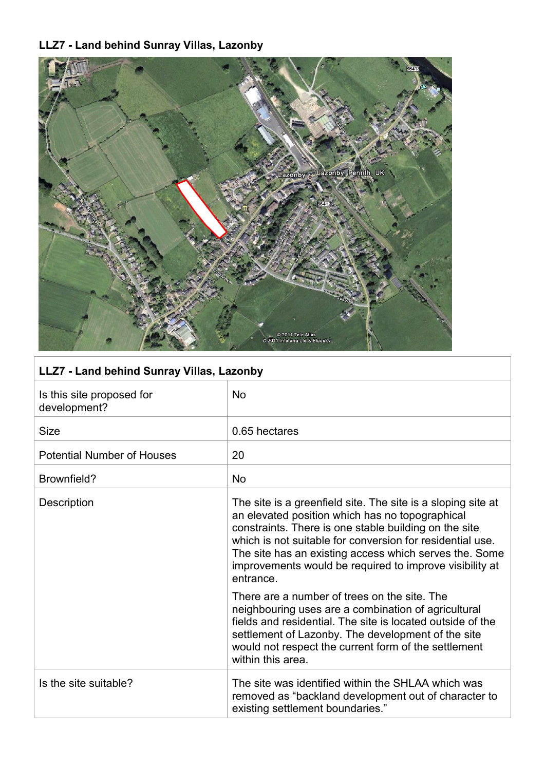**LLZ7 - Land behind Sunray Villas, Lazonby**

| LLZ7 - Land behind Sunray Villas, Lazonby | |
|---|---|
| Is this site proposed for development? | No |
| Size | 0.65 hectares |
| Potential Number of Houses | 20 |
| Brownfield? | No |
| Description | The site is a greenfield site. The site is a sloping site at an elevated position which has no topographical constraints. There is one stable building on the site which is not suitable for conversion for residential use. The site has an existing access which serves the. Some improvements would be required to improve visibility at entrance.<br><br>There are a number of trees on the site. The neighbouring uses are a combination of agricultural fields and residential. The site is located outside of the settlement of Lazonby. The development of the site would not respect the current form of the settlement within this area. |
| Is the site suitable? | The site was identified within the SHLAA which was removed as "backland development out of character to existing settlement boundaries." |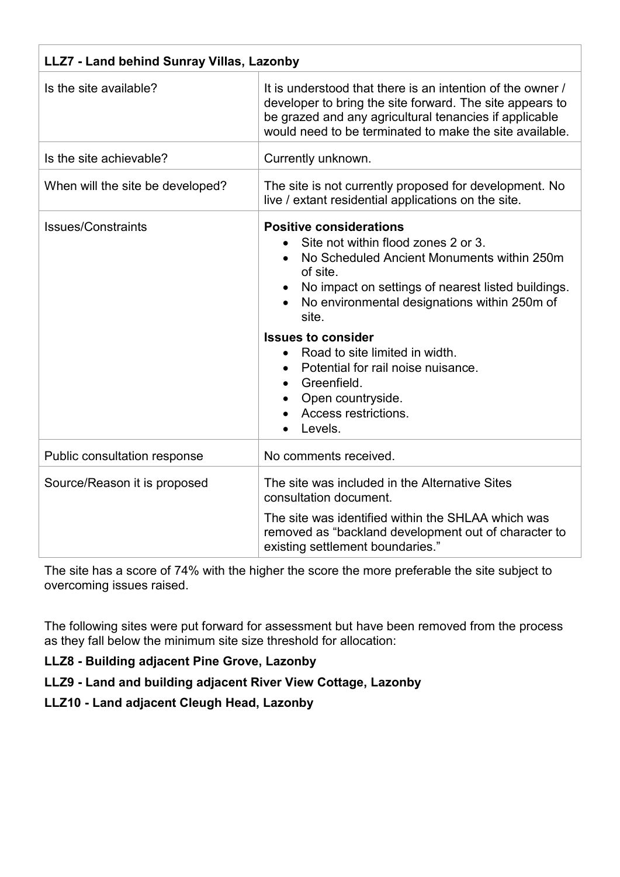| LLZ7 - Land behind Sunray Villas, Lazonby | |
|---|---|
| Is the site available? | It is understood that there is an intention of the owner / developer to bring the site forward. The site appears to be grazed and any agricultural tenancies if applicable would need to be terminated to make the site available. |
| Is the site achievable? | Currently unknown. |
| When will the site be developed? | The site is not currently proposed for development. No live / extant residential applications on the site. |
| Issues/Constraints | **Positive considerations**<br>• Site not within flood zones 2 or 3.<br>• No Scheduled Ancient Monuments within 250m of site.<br>• No impact on settings of nearest listed buildings.<br>• No environmental designations within 250m of site.<br>**Issues to consider**<br>• Road to site limited in width.<br>• Potential for rail noise nuisance.<br>• Greenfield.<br>• Open countryside.<br>• Access restrictions.<br>• Levels. |
| Public consultation response | No comments received. |
| Source/Reason it is proposed | The site was included in the Alternative Sites consultation document.<br>The site was identified within the SHLAA which was removed as "backland development out of character to existing settlement boundaries." |

The site has a score of 74% with the higher the score the more preferable the site subject to overcoming issues raised.

The following sites were put forward for assessment but have been removed from the process as they fall below the minimum site size threshold for allocation:

**LLZ8 - Building adjacent Pine Grove, Lazonby**

**LLZ9 - Land and building adjacent River View Cottage, Lazonby**

**LLZ10 - Land adjacent Cleugh Head, Lazonby**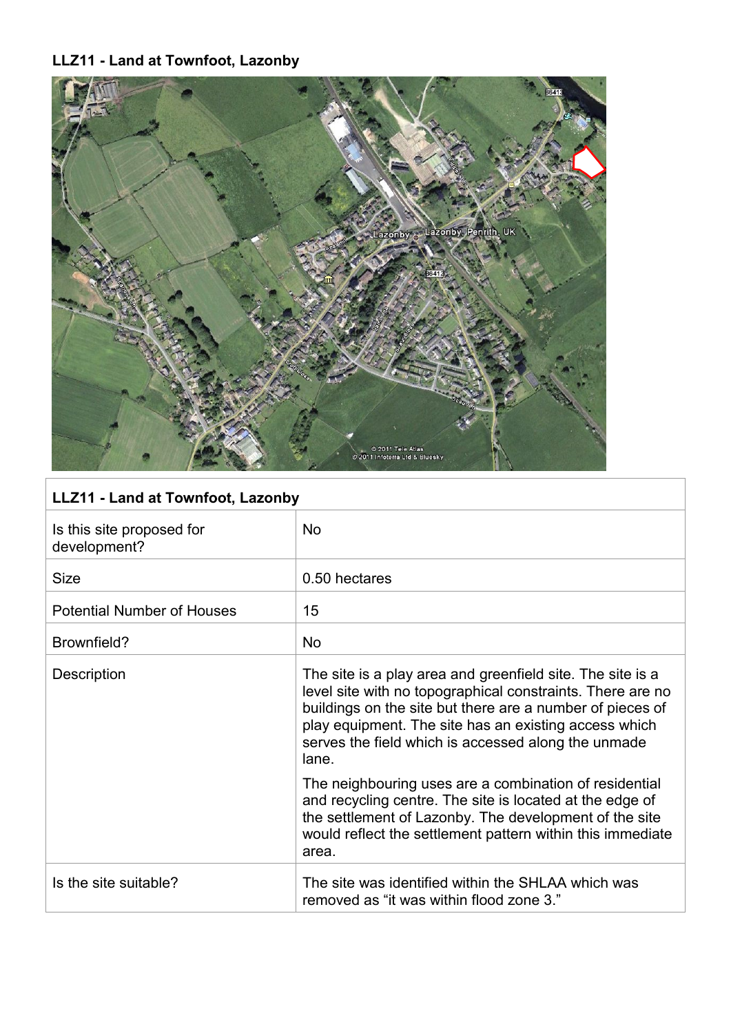**LLZ11 - Land at Townfoot, Lazonby**

| LLZ11 - Land at Townfoot, Lazonby | |
|---|---|
| Is this site proposed for development? | No |
| Size | 0.50 hectares |
| Potential Number of Houses | 15 |
| Brownfield? | No |
| Description | The site is a play area and greenfield site. The site is a level site with no topographical constraints. There are no buildings on the site but there are a number of pieces of play equipment. The site has an existing access which serves the field which is accessed along the unmade lane.<br><br>The neighbouring uses are a combination of residential and recycling centre. The site is located at the edge of the settlement of Lazonby. The development of the site would reflect the settlement pattern within this immediate area. |
| Is the site suitable? | The site was identified within the SHLAA which was removed as "it was within flood zone 3." |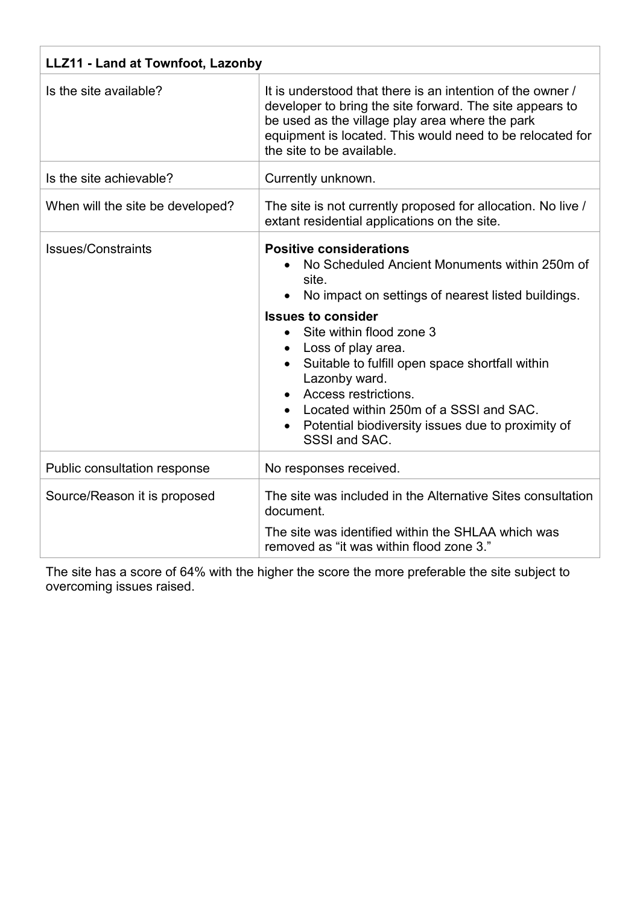| LLZ11 - Land at Townfoot, Lazonby | |
|---|---|
| Is the site available? | It is understood that there is an intention of the owner / developer to bring the site forward. The site appears to be used as the village play area where the park equipment is located. This would need to be relocated for the site to be available. |
| Is the site achievable? | Currently unknown. |
| When will the site be developed? | The site is not currently proposed for allocation. No live / extant residential applications on the site. |
| Issues/Constraints | **Positive considerations**<br>• No Scheduled Ancient Monuments within 250m of site.<br>• No impact on settings of nearest listed buildings.<br>**Issues to consider**<br>• Site within flood zone 3<br>• Loss of play area.<br>• Suitable to fulfill open space shortfall within Lazonby ward.<br>• Access restrictions.<br>• Located within 250m of a SSSI and SAC.<br>• Potential biodiversity issues due to proximity of SSSI and SAC. |
| Public consultation response | No responses received. |
| Source/Reason it is proposed | The site was included in the Alternative Sites consultation document.<br>The site was identified within the SHLAA which was removed as “it was within flood zone 3.” |

The site has a score of 64% with the higher the score the more preferable the site subject to overcoming issues raised.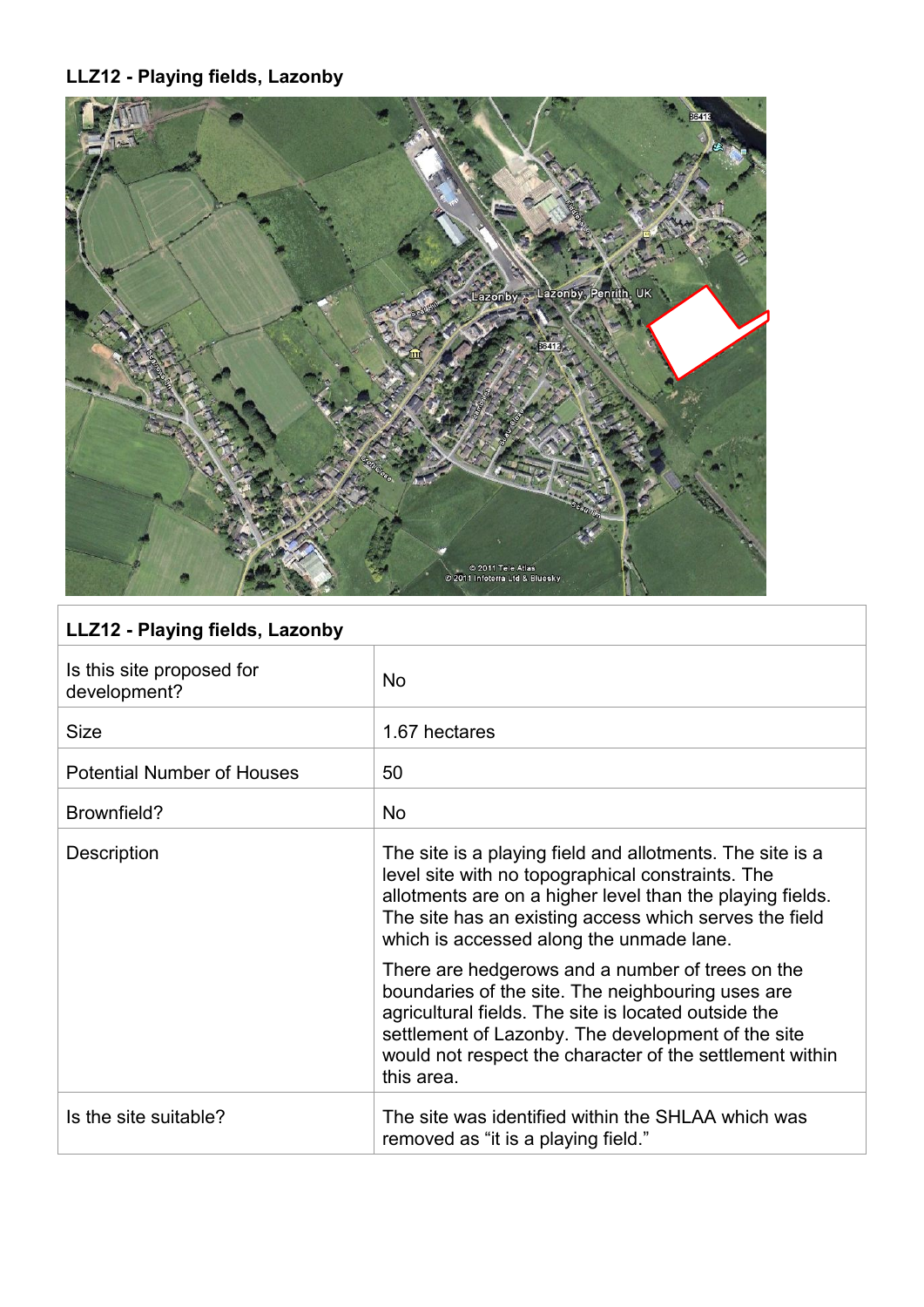**LLZ12 - Playing fields, Lazonby**

| LLZ12 - Playing fields, Lazonby | |
|---|---|
| Is this site proposed for development? | No |
| Size | 1.67 hectares |
| Potential Number of Houses | 50 |
| Brownfield? | No |
| Description | The site is a playing field and allotments. The site is a level site with no topographical constraints. The allotments are on a higher level than the playing fields. The site has an existing access which serves the field which is accessed along the unmade lane.<br><br>There are hedgerows and a number of trees on the boundaries of the site. The neighbouring uses are agricultural fields. The site is located outside the settlement of Lazonby. The development of the site would not respect the character of the settlement within this area. |
| Is the site suitable? | The site was identified within the SHLAA which was removed as "it is a playing field." |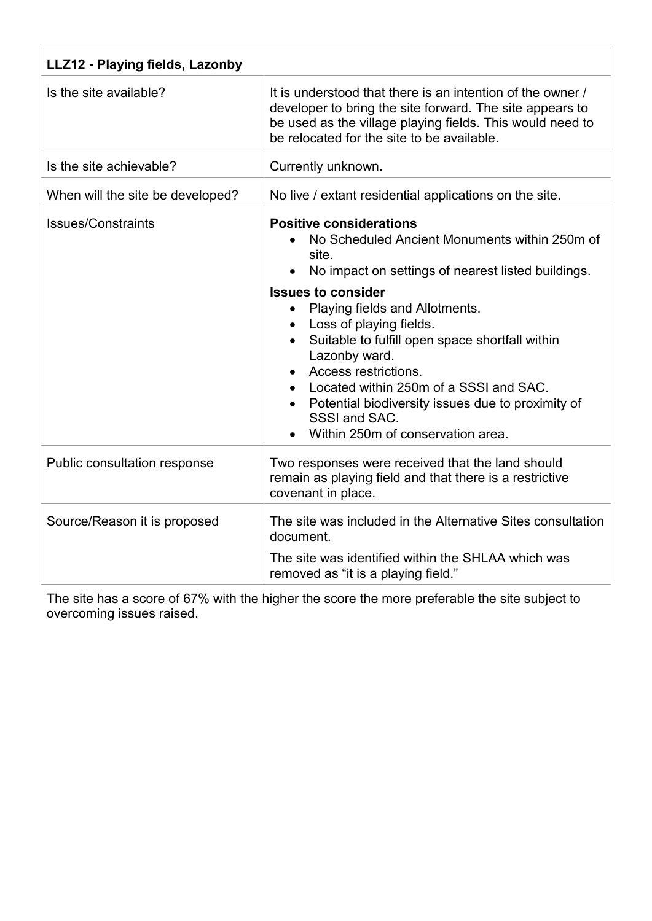| LLZ12 - Playing fields, Lazonby | |
|---|---|
| Is the site available? | It is understood that there is an intention of the owner / developer to bring the site forward. The site appears to be used as the village playing fields. This would need to be relocated for the site to be available. |
| Is the site achievable? | Currently unknown. |
| When will the site be developed? | No live / extant residential applications on the site. |
| Issues/Constraints | **Positive considerations**<br>• No Scheduled Ancient Monuments within 250m of site.<br>• No impact on settings of nearest listed buildings.<br>**Issues to consider**<br>• Playing fields and Allotments.<br>• Loss of playing fields.<br>• Suitable to fulfill open space shortfall within Lazonby ward.<br>• Access restrictions.<br>• Located within 250m of a SSSI and SAC.<br>• Potential biodiversity issues due to proximity of SSSI and SAC.<br>• Within 250m of conservation area. |
| Public consultation response | Two responses were received that the land should remain as playing field and that there is a restrictive covenant in place. |
| Source/Reason it is proposed | The site was included in the Alternative Sites consultation document.<br>The site was identified within the SHLAA which was removed as “it is a playing field.” |

The site has a score of 67% with the higher the score the more preferable the site subject to overcoming issues raised.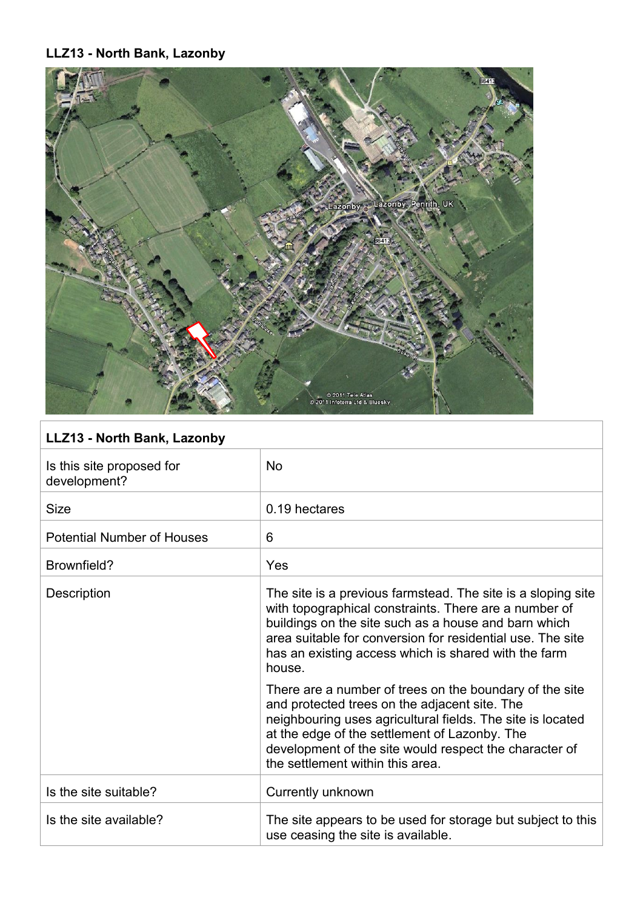**LLZ13 - North Bank, Lazonby**

| LLZ13 - North Bank, Lazonby | |
|---|---|
| Is this site proposed for development? | No |
| Size | 0.19 hectares |
| Potential Number of Houses | 6 |
| Brownfield? | Yes |
| Description | The site is a previous farmstead. The site is a sloping site with topographical constraints. There are a number of buildings on the site such as a house and barn which area suitable for conversion for residential use. The site has an existing access which is shared with the farm house.<br><br>There are a number of trees on the boundary of the site and protected trees on the adjacent site. The neighbouring uses agricultural fields. The site is located at the edge of the settlement of Lazonby. The development of the site would respect the character of the settlement within this area. |
| Is the site suitable? | Currently unknown |
| Is the site available? | The site appears to be used for storage but subject to this use ceasing the site is available. |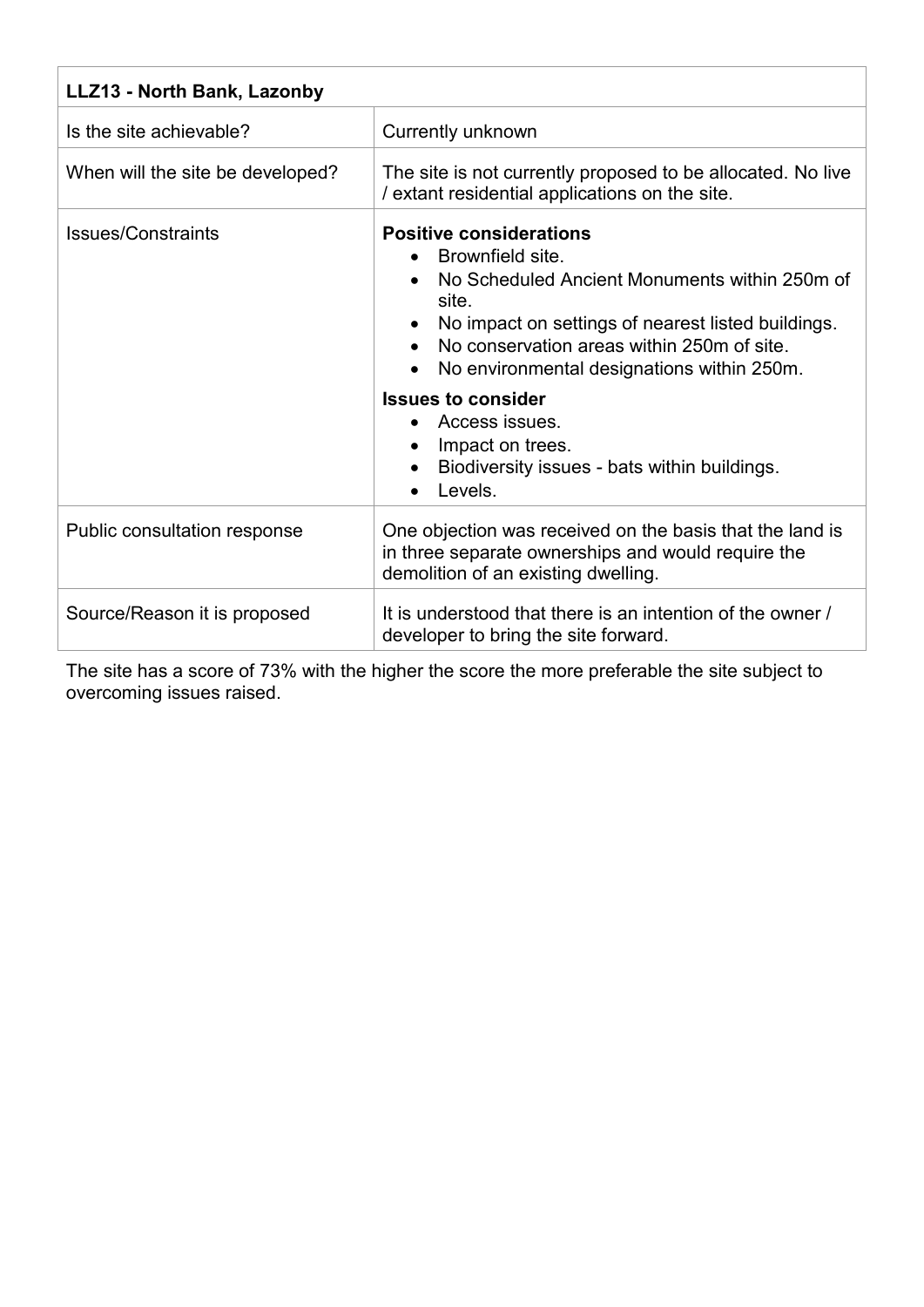| LLZ13 - North Bank, Lazonby | |
|---|---|
| Is the site achievable? | Currently unknown |
| When will the site be developed? | The site is not currently proposed to be allocated. No live / extant residential applications on the site. |
| Issues/Constraints | **Positive considerations**<br>• Brownfield site.<br>• No Scheduled Ancient Monuments within 250m of site.<br>• No impact on settings of nearest listed buildings.<br>• No conservation areas within 250m of site.<br>• No environmental designations within 250m.<br>**Issues to consider**<br>• Access issues.<br>• Impact on trees.<br>• Biodiversity issues - bats within buildings.<br>• Levels. |
| Public consultation response | One objection was received on the basis that the land is in three separate ownerships and would require the demolition of an existing dwelling. |
| Source/Reason it is proposed | It is understood that there is an intention of the owner / developer to bring the site forward. |

The site has a score of 73% with the higher the score the more preferable the site subject to overcoming issues raised.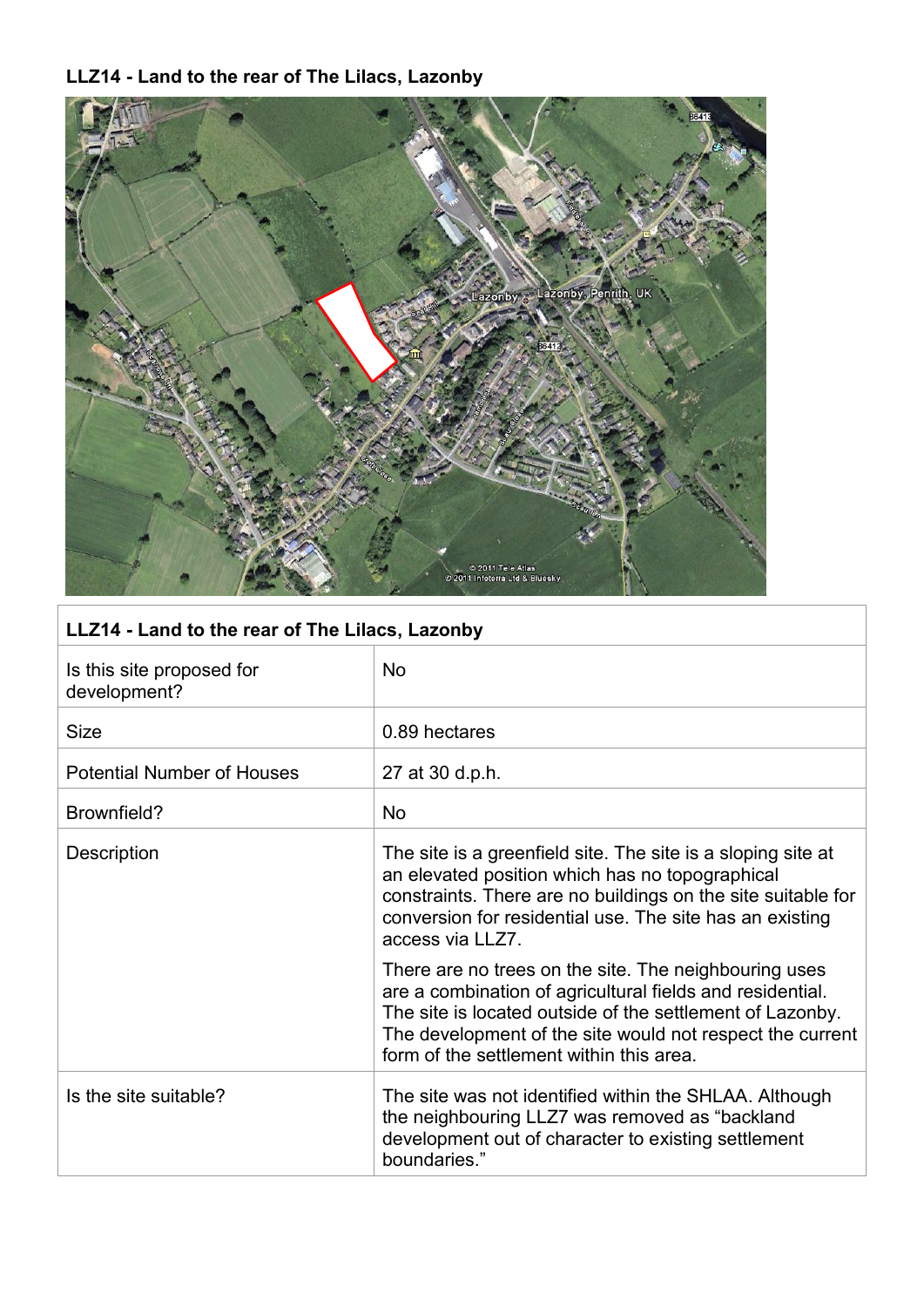**LLZ14 - Land to the rear of The Lilacs, Lazonby**

| LLZ14 - Land to the rear of The Lilacs, Lazonby | |
|---|---|
| Is this site proposed for development? | No |
| Size | 0.89 hectares |
| Potential Number of Houses | 27 at 30 d.p.h. |
| Brownfield? | No |
| Description | The site is a greenfield site. The site is a sloping site at an elevated position which has no topographical constraints. There are no buildings on the site suitable for conversion for residential use. The site has an existing access via LLZ7.<br><br>There are no trees on the site. The neighbouring uses are a combination of agricultural fields and residential. The site is located outside of the settlement of Lazonby. The development of the site would not respect the current form of the settlement within this area. |
| Is the site suitable? | The site was not identified within the SHLAA. Although the neighbouring LLZ7 was removed as "backland development out of character to existing settlement boundaries." |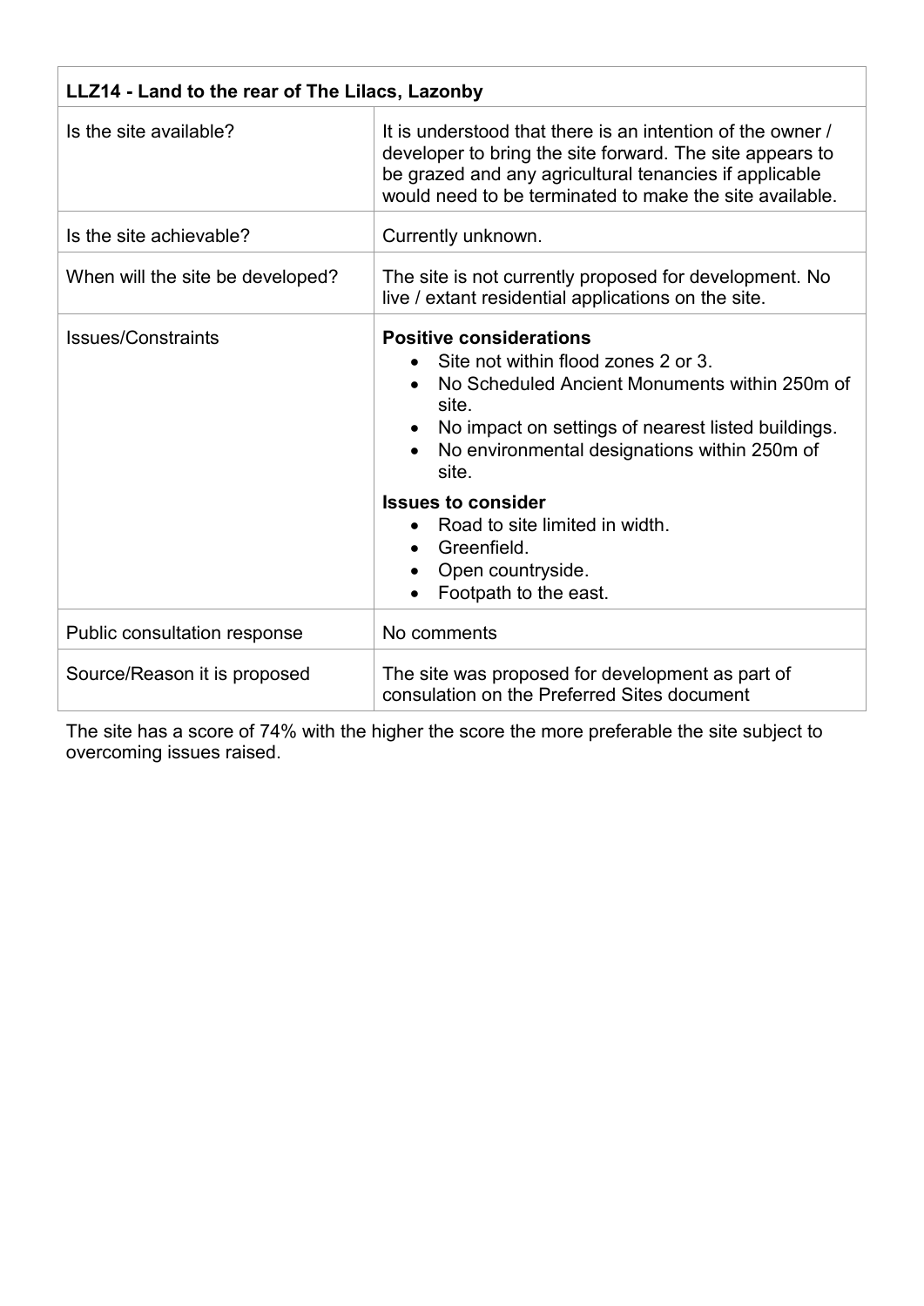| LLZ14 - Land to the rear of The Lilacs, Lazonby | |
|---|---|
| Is the site available? | It is understood that there is an intention of the owner / developer to bring the site forward. The site appears to be grazed and any agricultural tenancies if applicable would need to be terminated to make the site available. |
| Is the site achievable? | Currently unknown. |
| When will the site be developed? | The site is not currently proposed for development. No live / extant residential applications on the site. |
| Issues/Constraints | **Positive considerations**<br>• Site not within flood zones 2 or 3.<br>• No Scheduled Ancient Monuments within 250m of site.<br>• No impact on settings of nearest listed buildings.<br>• No environmental designations within 250m of site.<br>**Issues to consider**<br>• Road to site limited in width.<br>• Greenfield.<br>• Open countryside.<br>• Footpath to the east. |
| Public consultation response | No comments |
| Source/Reason it is proposed | The site was proposed for development as part of consulation on the Preferred Sites document |

The site has a score of 74% with the higher the score the more preferable the site subject to overcoming issues raised.